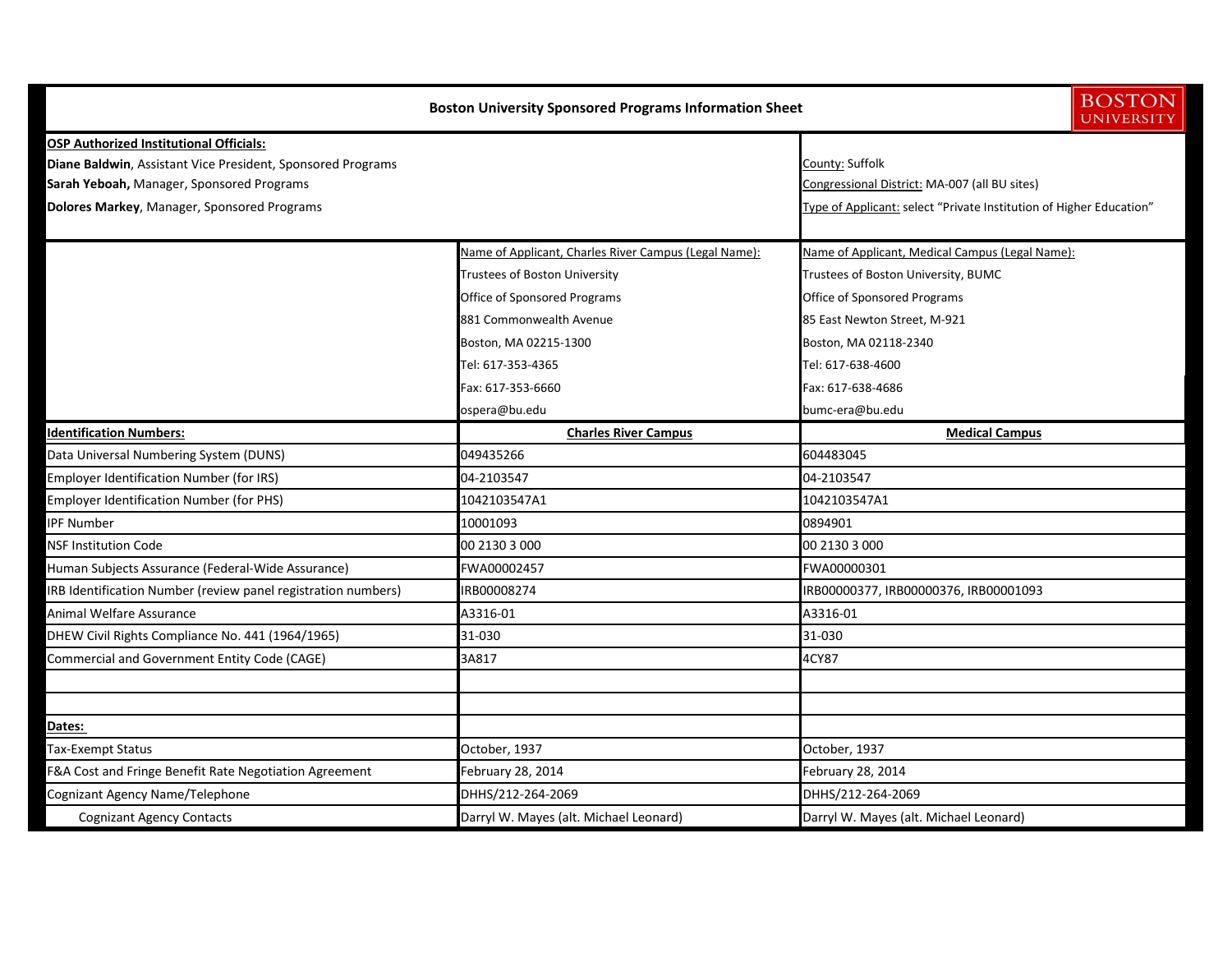# Boston University Sponsored Programs Information Sheet

**OSP Authorized Institutional Officials:**

**Diane Baldwin**, Assistant Vice President, Sponsored Programs
**Sarah Yeboah,** Manager, Sponsored Programs
**Dolores Markey**, Manager, Sponsored Programs

County: Suffolk
Congressional District: MA-007 (all BU sites)
Type of Applicant: select "Private Institution of Higher Education"

| | Name of Applicant, Charles River Campus (Legal Name): | Name of Applicant, Medical Campus (Legal Name): |
|---|---|---|
| | Trustees of Boston University | Trustees of Boston University, BUMC |
| | Office of Sponsored Programs | Office of Sponsored Programs |
| | 881 Commonwealth Avenue | 85 East Newton Street, M-921 |
| | Boston, MA 02215-1300 | Boston, MA 02118-2340 |
| | Tel: 617-353-4365 | Tel: 617-638-4600 |
| | Fax: 617-353-6660 | Fax: 617-638-4686 |
| | ospera@bu.edu | bumc-era@bu.edu |

| **Identification Numbers:** | **Charles River Campus** | **Medical Campus** |
|---|---|---|
| Data Universal Numbering System (DUNS) | 049435266 | 604483045 |
| Employer Identification Number (for IRS) | 04-2103547 | 04-2103547 |
| Employer Identification Number (for PHS) | 1042103547A1 | 1042103547A1 |
| IPF Number | 10001093 | 0894901 |
| NSF Institution Code | 00 2130 3 000 | 00 2130 3 000 |
| Human Subjects Assurance (Federal-Wide Assurance) | FWA00002457 | FWA00000301 |
| IRB Identification Number (review panel registration numbers) | IRB00008274 | IRB00000377, IRB00000376, IRB00001093 |
| Animal Welfare Assurance | A3316-01 | A3316-01 |
| DHEW Civil Rights Compliance No. 441 (1964/1965) | 31-030 | 31-030 |
| Commercial and Government Entity Code (CAGE) | 3A817 | 4CY87 |
| | | |
| | | |
| **Dates:** | | |
| Tax-Exempt Status | October, 1937 | October, 1937 |
| F&A Cost and Fringe Benefit Rate Negotiation Agreement | February 28, 2014 | February 28, 2014 |
| Cognizant Agency Name/Telephone | DHHS/212-264-2069 | DHHS/212-264-2069 |
| Cognizant Agency Contacts | Darryl W. Mayes (alt. Michael Leonard) | Darryl W. Mayes (alt. Michael Leonard) |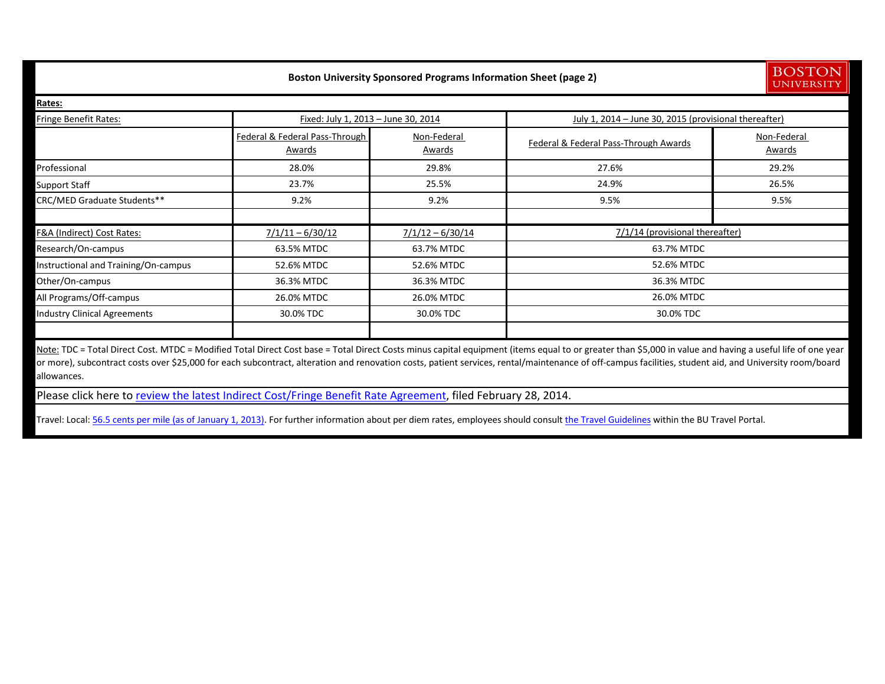## Boston University Sponsored Programs Information Sheet (page 2)

BOSTON UNIVERSITY

**Rates:**

| Fringe Benefit Rates: | Fixed: July 1, 2013 – June 30, 2014 | | July 1, 2014 – June 30, 2015 (provisional thereafter) | |
|---|---|---|---|---|
| | Federal & Federal Pass-Through Awards | Non-Federal Awards | Federal & Federal Pass-Through Awards | Non-Federal Awards |
| Professional | 28.0% | 29.8% | 27.6% | 29.2% |
| Support Staff | 23.7% | 25.5% | 24.9% | 26.5% |
| CRC/MED Graduate Students** | 9.2% | 9.2% | 9.5% | 9.5% |

| F&A (Indirect) Cost Rates: | 7/1/11 – 6/30/12 | 7/1/12 – 6/30/14 | 7/1/14 (provisional thereafter) |
|---|---|---|---|
| Research/On-campus | 63.5% MTDC | 63.7% MTDC | 63.7% MTDC |
| Instructional and Training/On-campus | 52.6% MTDC | 52.6% MTDC | 52.6% MTDC |
| Other/On-campus | 36.3% MTDC | 36.3% MTDC | 36.3% MTDC |
| All Programs/Off-campus | 26.0% MTDC | 26.0% MTDC | 26.0% MTDC |
| Industry Clinical Agreements | 30.0% TDC | 30.0% TDC | 30.0% TDC |

Note: TDC = Total Direct Cost. MTDC = Modified Total Direct Cost base = Total Direct Costs minus capital equipment (items equal to or greater than $5,000 in value and having a useful life of one year or more), subcontract costs over $25,000 for each subcontract, alteration and renovation costs, patient services, rental/maintenance of off-campus facilities, student aid, and University room/board allowances.

Please click here to review the latest Indirect Cost/Fringe Benefit Rate Agreement, filed February 28, 2014.

Travel: Local: 56.5 cents per mile (as of January 1, 2013). For further information about per diem rates, employees should consult the Travel Guidelines within the BU Travel Portal.